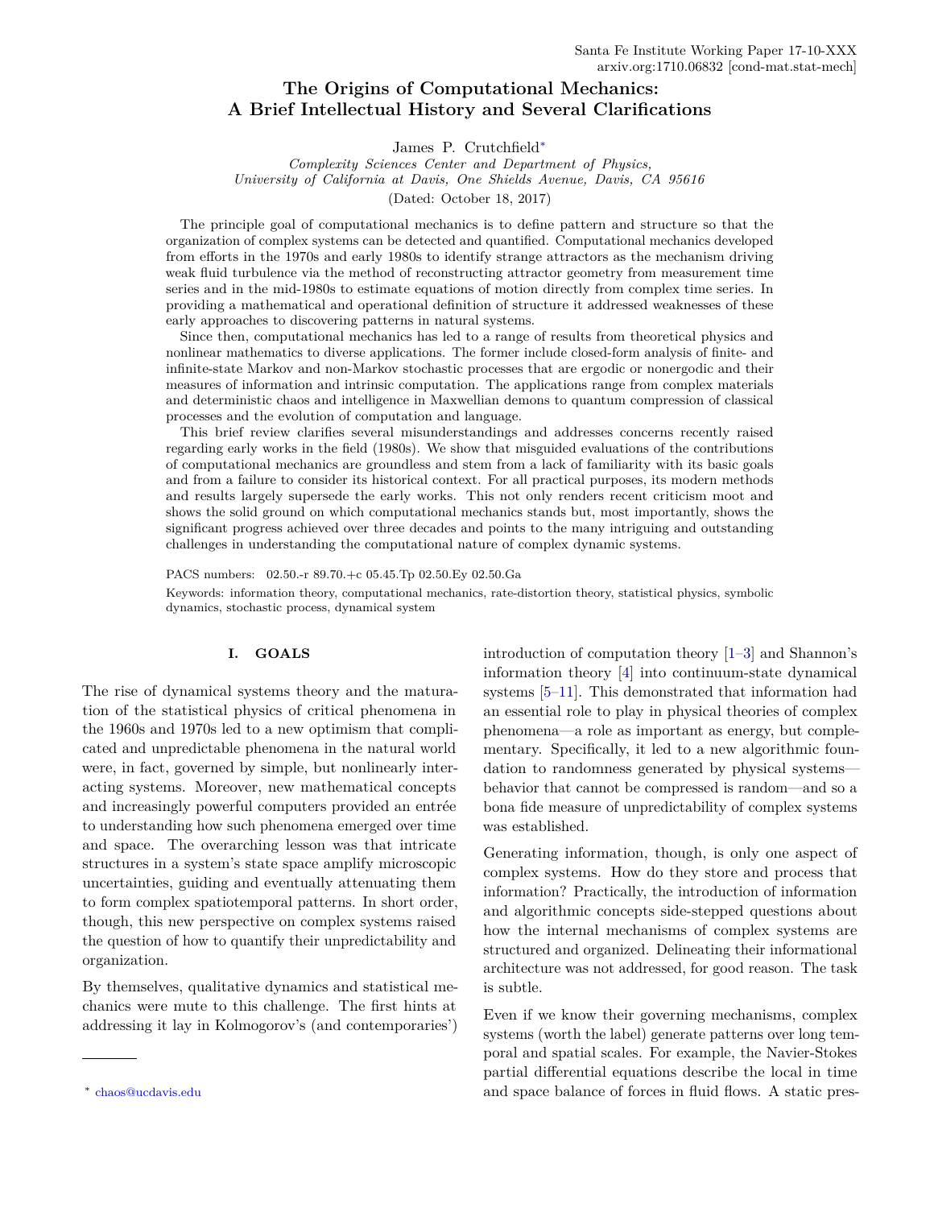Santa Fe Institute Working Paper 17-10-XXX
arxiv.org:1710.06832 [cond-mat.stat-mech]

# The Origins of Computational Mechanics: A Brief Intellectual History and Several Clarifications

James P. Crutchfield*

*Complexity Sciences Center and Department of Physics, University of California at Davis, One Shields Avenue, Davis, CA 95616*

(Dated: October 18, 2017)

The principle goal of computational mechanics is to define pattern and structure so that the organization of complex systems can be detected and quantified. Computational mechanics developed from efforts in the 1970s and early 1980s to identify strange attractors as the mechanism driving weak fluid turbulence via the method of reconstructing attractor geometry from measurement time series and in the mid-1980s to estimate equations of motion directly from complex time series. In providing a mathematical and operational definition of structure it addressed weaknesses of these early approaches to discovering patterns in natural systems.

Since then, computational mechanics has led to a range of results from theoretical physics and nonlinear mathematics to diverse applications. The former include closed-form analysis of finite- and infinite-state Markov and non-Markov stochastic processes that are ergodic or nonergodic and their measures of information and intrinsic computation. The applications range from complex materials and deterministic chaos and intelligence in Maxwellian demons to quantum compression of classical processes and the evolution of computation and language.

This brief review clarifies several misunderstandings and addresses concerns recently raised regarding early works in the field (1980s). We show that misguided evaluations of the contributions of computational mechanics are groundless and stem from a lack of familiarity with its basic goals and from a failure to consider its historical context. For all practical purposes, its modern methods and results largely supersede the early works. This not only renders recent criticism moot and shows the solid ground on which computational mechanics stands but, most importantly, shows the significant progress achieved over three decades and points to the many intriguing and outstanding challenges in understanding the computational nature of complex dynamic systems.

PACS numbers: 02.50.-r 89.70.+c 05.45.Tp 02.50.Ey 02.50.Ga

Keywords: information theory, computational mechanics, rate-distortion theory, statistical physics, symbolic dynamics, stochastic process, dynamical system

## I. GOALS

The rise of dynamical systems theory and the maturation of the statistical physics of critical phenomena in the 1960s and 1970s led to a new optimism that complicated and unpredictable phenomena in the natural world were, in fact, governed by simple, but nonlinearly interacting systems. Moreover, new mathematical concepts and increasingly powerful computers provided an entrée to understanding how such phenomena emerged over time and space. The overarching lesson was that intricate structures in a system's state space amplify microscopic uncertainties, guiding and eventually attenuating them to form complex spatiotemporal patterns. In short order, though, this new perspective on complex systems raised the question of how to quantify their unpredictability and organization.

By themselves, qualitative dynamics and statistical mechanics were mute to this challenge. The first hints at addressing it lay in Kolmogorov's (and contemporaries') introduction of computation theory [1–3] and Shannon's information theory [4] into continuum-state dynamical systems [5–11]. This demonstrated that information had an essential role to play in physical theories of complex phenomena—a role as important as energy, but complementary. Specifically, it led to a new algorithmic foundation to randomness generated by physical systems—behavior that cannot be compressed is random—and so a bona fide measure of unpredictability of complex systems was established.

Generating information, though, is only one aspect of complex systems. How do they store and process that information? Practically, the introduction of information and algorithmic concepts side-stepped questions about how the internal mechanisms of complex systems are structured and organized. Delineating their informational architecture was not addressed, for good reason. The task is subtle.

Even if we know their governing mechanisms, complex systems (worth the label) generate patterns over long temporal and spatial scales. For example, the Navier-Stokes partial differential equations describe the local in time and space balance of forces in fluid flows. A static pres-

* chaos@ucdavis.edu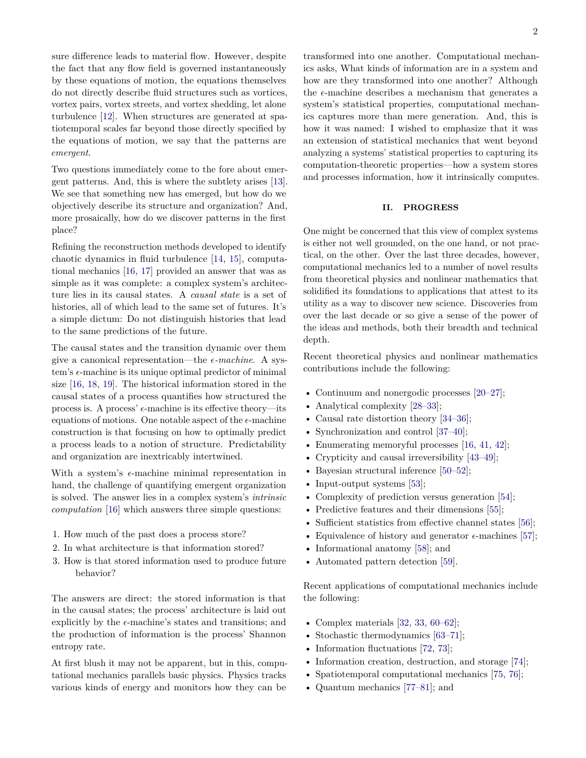sure difference leads to material flow. However, despite the fact that any flow field is governed instantaneously by these equations of motion, the equations themselves do not directly describe fluid structures such as vortices, vortex pairs, vortex streets, and vortex shedding, let alone turbulence [12]. When structures are generated at spatiotemporal scales far beyond those directly specified by the equations of motion, we say that the patterns are *emergent*.

Two questions immediately come to the fore about emergent patterns. And, this is where the subtlety arises [13]. We see that something new has emerged, but how do we objectively describe its structure and organization? And, more prosaically, how do we discover patterns in the first place?

Refining the reconstruction methods developed to identify chaotic dynamics in fluid turbulence [14, 15], computational mechanics [16, 17] provided an answer that was as simple as it was complete: a complex system's architecture lies in its causal states. A *causal state* is a set of histories, all of which lead to the same set of futures. It's a simple dictum: Do not distinguish histories that lead to the same predictions of the future.

The causal states and the transition dynamic over them give a canonical representation—the *$\epsilon$-machine*. A system's $\epsilon$-machine is its unique optimal predictor of minimal size [16, 18, 19]. The historical information stored in the causal states of a process quantifies how structured the process is. A process' $\epsilon$-machine is its effective theory—its equations of motions. One notable aspect of the $\epsilon$-machine construction is that focusing on how to optimally predict a process leads to a notion of structure. Predictability and organization are inextricably intertwined.

With a system's $\epsilon$-machine minimal representation in hand, the challenge of quantifying emergent organization is solved. The answer lies in a complex system's *intrinsic computation* [16] which answers three simple questions:

1. How much of the past does a process store?
2. In what architecture is that information stored?
3. How is that stored information used to produce future behavior?

The answers are direct: the stored information is that in the causal states; the process' architecture is laid out explicitly by the $\epsilon$-machine's states and transitions; and the production of information is the process' Shannon entropy rate.

At first blush it may not be apparent, but in this, computational mechanics parallels basic physics. Physics tracks various kinds of energy and monitors how they can be transformed into one another. Computational mechanics asks, What kinds of information are in a system and how are they transformed into one another? Although the $\epsilon$-machine describes a mechanism that generates a system's statistical properties, computational mechanics captures more than mere generation. And, this is how it was named: I wished to emphasize that it was an extension of statistical mechanics that went beyond analyzing a systems' statistical properties to capturing its computation-theoretic properties—how a system stores and processes information, how it intrinsically computes.

## II. PROGRESS

One might be concerned that this view of complex systems is either not well grounded, on the one hand, or not practical, on the other. Over the last three decades, however, computational mechanics led to a number of novel results from theoretical physics and nonlinear mathematics that solidified its foundations to applications that attest to its utility as a way to discover new science. Discoveries from over the last decade or so give a sense of the power of the ideas and methods, both their breadth and technical depth.

Recent theoretical physics and nonlinear mathematics contributions include the following:

- Continuum and nonergodic processes [20–27];
- Analytical complexity [28–33];
- Causal rate distortion theory [34–36];
- Synchronization and control [37–40];
- Enumerating memoryful processes [16, 41, 42];
- Crypticity and causal irreversibility [43–49];
- Bayesian structural inference [50–52];
- Input-output systems [53];
- Complexity of prediction versus generation [54];
- Predictive features and their dimensions [55];
- Sufficient statistics from effective channel states [56];
- Equivalence of history and generator $\epsilon$-machines [57];
- Informational anatomy [58]; and
- Automated pattern detection [59].

Recent applications of computational mechanics include the following:

- Complex materials [32, 33, 60–62];
- Stochastic thermodynamics [63–71];
- Information fluctuations [72, 73];
- Information creation, destruction, and storage [74];
- Spatiotemporal computational mechanics [75, 76];
- Quantum mechanics [77–81]; and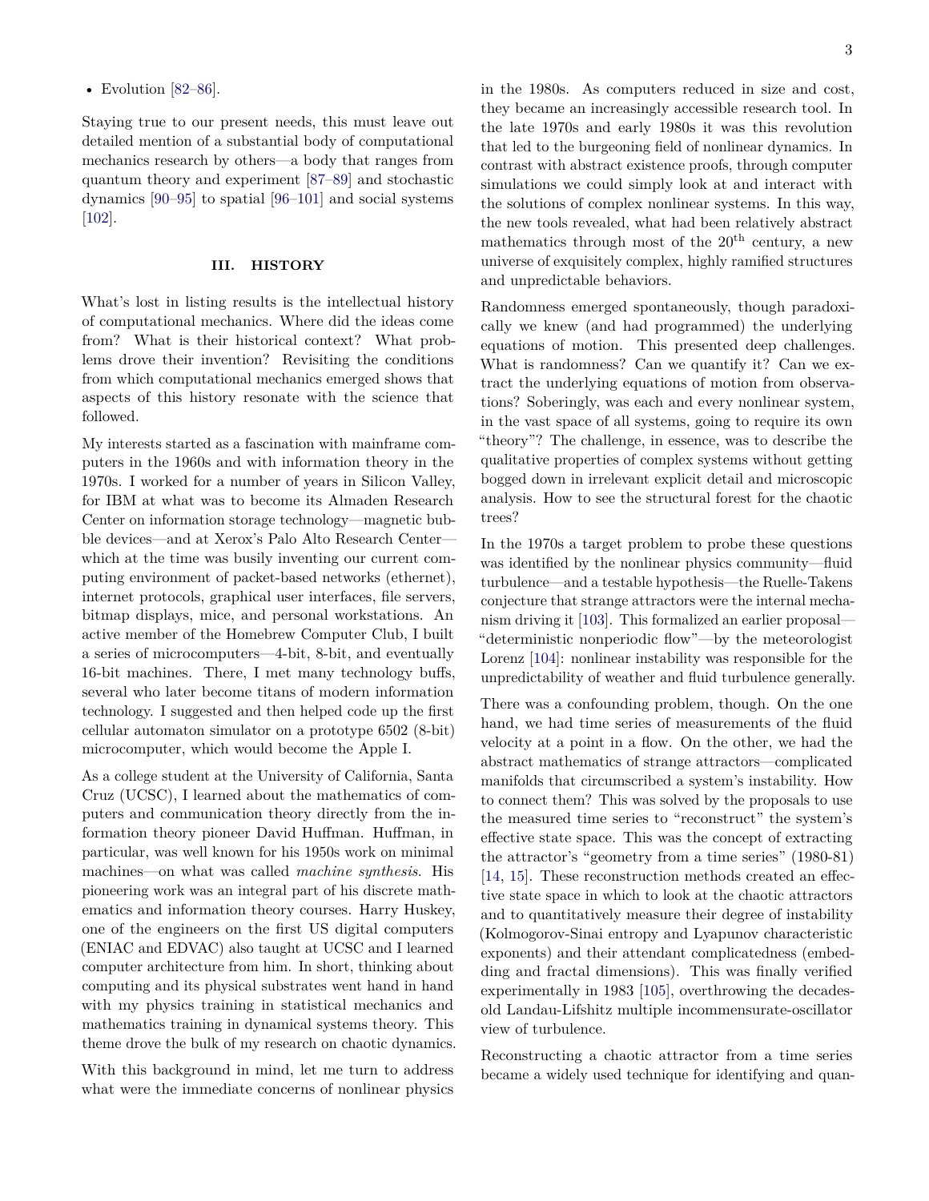- Evolution [82–86].

Staying true to our present needs, this must leave out detailed mention of a substantial body of computational mechanics research by others—a body that ranges from quantum theory and experiment [87–89] and stochastic dynamics [90–95] to spatial [96–101] and social systems [102].

## III. HISTORY

What's lost in listing results is the intellectual history of computational mechanics. Where did the ideas come from? What is their historical context? What problems drove their invention? Revisiting the conditions from which computational mechanics emerged shows that aspects of this history resonate with the science that followed.

My interests started as a fascination with mainframe computers in the 1960s and with information theory in the 1970s. I worked for a number of years in Silicon Valley, for IBM at what was to become its Almaden Research Center on information storage technology—magnetic bubble devices—and at Xerox's Palo Alto Research Center—which at the time was busily inventing our current computing environment of packet-based networks (ethernet), internet protocols, graphical user interfaces, file servers, bitmap displays, mice, and personal workstations. An active member of the Homebrew Computer Club, I built a series of microcomputers—4-bit, 8-bit, and eventually 16-bit machines. There, I met many technology buffs, several who later become titans of modern information technology. I suggested and then helped code up the first cellular automaton simulator on a prototype 6502 (8-bit) microcomputer, which would become the Apple I.

As a college student at the University of California, Santa Cruz (UCSC), I learned about the mathematics of computers and communication theory directly from the information theory pioneer David Huffman. Huffman, in particular, was well known for his 1950s work on minimal machines—on what was called *machine synthesis*. His pioneering work was an integral part of his discrete mathematics and information theory courses. Harry Huskey, one of the engineers on the first US digital computers (ENIAC and EDVAC) also taught at UCSC and I learned computer architecture from him. In short, thinking about computing and its physical substrates went hand in hand with my physics training in statistical mechanics and mathematics training in dynamical systems theory. This theme drove the bulk of my research on chaotic dynamics.

With this background in mind, let me turn to address what were the immediate concerns of nonlinear physics in the 1980s. As computers reduced in size and cost, they became an increasingly accessible research tool. In the late 1970s and early 1980s it was this revolution that led to the burgeoning field of nonlinear dynamics. In contrast with abstract existence proofs, through computer simulations we could simply look at and interact with the solutions of complex nonlinear systems. In this way, the new tools revealed, what had been relatively abstract mathematics through most of the 20th century, a new universe of exquisitely complex, highly ramified structures and unpredictable behaviors.

Randomness emerged spontaneously, though paradoxically we knew (and had programmed) the underlying equations of motion. This presented deep challenges. What is randomness? Can we quantify it? Can we extract the underlying equations of motion from observations? Soberingly, was each and every nonlinear system, in the vast space of all systems, going to require its own "theory"? The challenge, in essence, was to describe the qualitative properties of complex systems without getting bogged down in irrelevant explicit detail and microscopic analysis. How to see the structural forest for the chaotic trees?

In the 1970s a target problem to probe these questions was identified by the nonlinear physics community—fluid turbulence—and a testable hypothesis—the Ruelle-Takens conjecture that strange attractors were the internal mechanism driving it [103]. This formalized an earlier proposal—"deterministic nonperiodic flow"—by the meteorologist Lorenz [104]: nonlinear instability was responsible for the unpredictability of weather and fluid turbulence generally.

There was a confounding problem, though. On the one hand, we had time series of measurements of the fluid velocity at a point in a flow. On the other, we had the abstract mathematics of strange attractors—complicated manifolds that circumscribed a system's instability. How to connect them? This was solved by the proposals to use the measured time series to "reconstruct" the system's effective state space. This was the concept of extracting the attractor's "geometry from a time series" (1980-81) [14, 15]. These reconstruction methods created an effective state space in which to look at the chaotic attractors and to quantitatively measure their degree of instability (Kolmogorov-Sinai entropy and Lyapunov characteristic exponents) and their attendant complicatedness (embedding and fractal dimensions). This was finally verified experimentally in 1983 [105], overthrowing the decades-old Landau-Lifshitz multiple incommensurate-oscillator view of turbulence.

Reconstructing a chaotic attractor from a time series became a widely used technique for identifying and quan-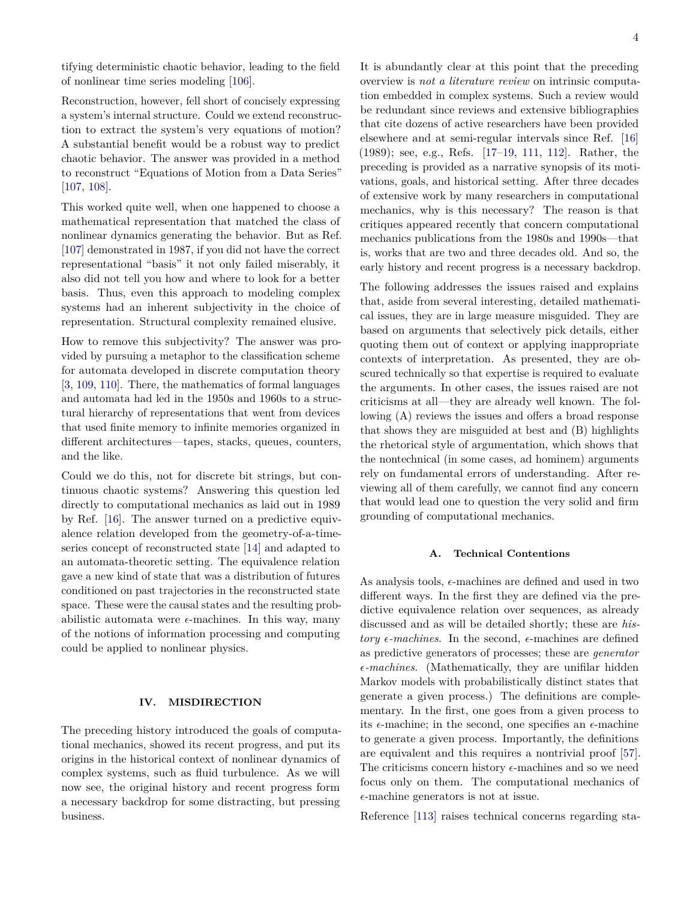tifying deterministic chaotic behavior, leading to the field of nonlinear time series modeling [106].

Reconstruction, however, fell short of concisely expressing a system's internal structure. Could we extend reconstruction to extract the system's very equations of motion? A substantial benefit would be a robust way to predict chaotic behavior. The answer was provided in a method to reconstruct "Equations of Motion from a Data Series" [107, 108].

This worked quite well, when one happened to choose a mathematical representation that matched the class of nonlinear dynamics generating the behavior. But as Ref. [107] demonstrated in 1987, if you did not have the correct representational "basis" it not only failed miserably, it also did not tell you how and where to look for a better basis. Thus, even this approach to modeling complex systems had an inherent subjectivity in the choice of representation. Structural complexity remained elusive.

How to remove this subjectivity? The answer was provided by pursuing a metaphor to the classification scheme for automata developed in discrete computation theory [3, 109, 110]. There, the mathematics of formal languages and automata had led in the 1950s and 1960s to a structural hierarchy of representations that went from devices that used finite memory to infinite memories organized in different architectures—tapes, stacks, queues, counters, and the like.

Could we do this, not for discrete bit strings, but continuous chaotic systems? Answering this question led directly to computational mechanics as laid out in 1989 by Ref. [16]. The answer turned on a predictive equivalence relation developed from the geometry-of-a-time-series concept of reconstructed state [14] and adapted to an automata-theoretic setting. The equivalence relation gave a new kind of state that was a distribution of futures conditioned on past trajectories in the reconstructed state space. These were the causal states and the resulting probabilistic automata were $\epsilon$-machines. In this way, many of the notions of information processing and computing could be applied to nonlinear physics.

## IV. MISDIRECTION

The preceding history introduced the goals of computational mechanics, showed its recent progress, and put its origins in the historical context of nonlinear dynamics of complex systems, such as fluid turbulence. As we will now see, the original history and recent progress form a necessary backdrop for some distracting, but pressing business.

It is abundantly clear at this point that the preceding overview is *not a literature review* on intrinsic computation embedded in complex systems. Such a review would be redundant since reviews and extensive bibliographies that cite dozens of active researchers have been provided elsewhere and at semi-regular intervals since Ref. [16] (1989); see, e.g., Refs. [17–19, 111, 112]. Rather, the preceding is provided as a narrative synopsis of its motivations, goals, and historical setting. After three decades of extensive work by many researchers in computational mechanics, why is this necessary? The reason is that critiques appeared recently that concern computational mechanics publications from the 1980s and 1990s—that is, works that are two and three decades old. And so, the early history and recent progress is a necessary backdrop.

The following addresses the issues raised and explains that, aside from several interesting, detailed mathematical issues, they are in large measure misguided. They are based on arguments that selectively pick details, either quoting them out of context or applying inappropriate contexts of interpretation. As presented, they are obscured technically so that expertise is required to evaluate the arguments. In other cases, the issues raised are not criticisms at all—they are already well known. The following (A) reviews the issues and offers a broad response that shows they are misguided at best and (B) highlights the rhetorical style of argumentation, which shows that the nontechnical (in some cases, ad hominem) arguments rely on fundamental errors of understanding. After reviewing all of them carefully, we cannot find any concern that would lead one to question the very solid and firm grounding of computational mechanics.

### A. Technical Contentions

As analysis tools, $\epsilon$-machines are defined and used in two different ways. In the first they are defined via the predictive equivalence relation over sequences, as already discussed and as will be detailed shortly; these are *history $\epsilon$-machines*. In the second, $\epsilon$-machines are defined as predictive generators of processes; these are *generator $\epsilon$-machines*. (Mathematically, they are unifilar hidden Markov models with probabilistically distinct states that generate a given process.) The definitions are complementary. In the first, one goes from a given process to its $\epsilon$-machine; in the second, one specifies an $\epsilon$-machine to generate a given process. Importantly, the definitions are equivalent and this requires a nontrivial proof [57]. The criticisms concern history $\epsilon$-machines and so we need focus only on them. The computational mechanics of $\epsilon$-machine generators is not at issue.

Reference [113] raises technical concerns regarding sta-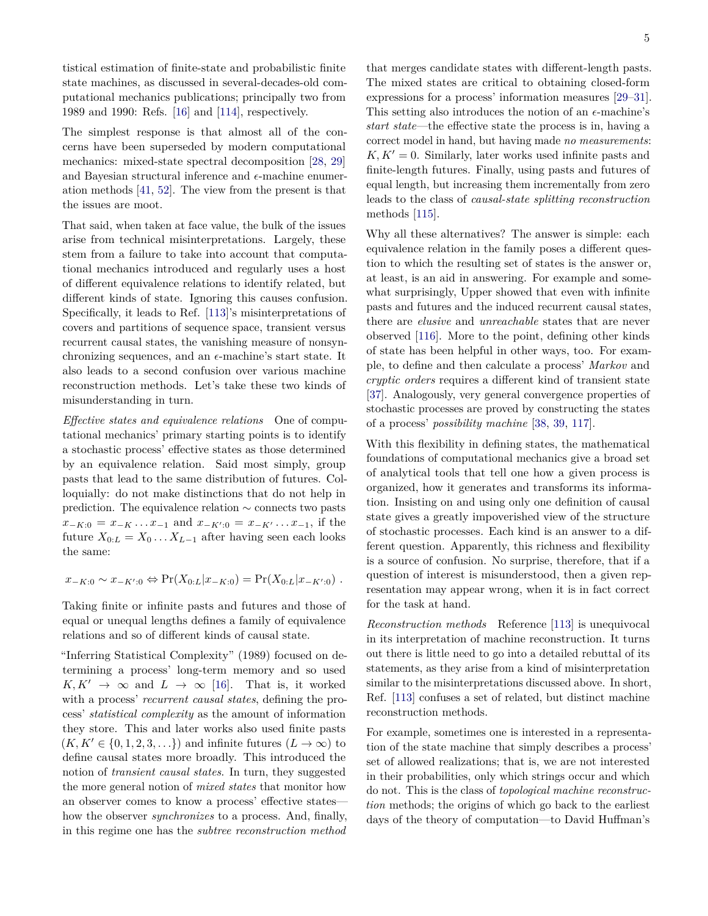tistical estimation of finite-state and probabilistic finite state machines, as discussed in several-decades-old computational mechanics publications; principally two from 1989 and 1990: Refs. [16] and [114], respectively.

The simplest response is that almost all of the concerns have been superseded by modern computational mechanics: mixed-state spectral decomposition [28, 29] and Bayesian structural inference and $\epsilon$-machine enumeration methods [41, 52]. The view from the present is that the issues are moot.

That said, when taken at face value, the bulk of the issues arise from technical misinterpretations. Largely, these stem from a failure to take into account that computational mechanics introduced and regularly uses a host of different equivalence relations to identify related, but different kinds of state. Ignoring this causes confusion. Specifically, it leads to Ref. [113]'s misinterpretations of covers and partitions of sequence space, transient versus recurrent causal states, the vanishing measure of nonsynchronizing sequences, and an $\epsilon$-machine's start state. It also leads to a second confusion over various machine reconstruction methods. Let's take these two kinds of misunderstanding in turn.

*Effective states and equivalence relations* One of computational mechanics' primary starting points is to identify a stochastic process' effective states as those determined by an equivalence relation. Said most simply, group pasts that lead to the same distribution of futures. Colloquially: do not make distinctions that do not help in prediction. The equivalence relation $\sim$ connects two pasts $x_{-K:0} = x_{-K} \ldots x_{-1}$ and $x_{-K':0} = x_{-K'} \ldots x_{-1}$, if the future $X_{0:L} = X_0 \ldots X_{L-1}$ after having seen each looks the same:

$$x_{-K:0} \sim x_{-K':0} \Leftrightarrow \Pr(X_{0:L}|x_{-K:0}) = \Pr(X_{0:L}|x_{-K':0}) \ .$$

Taking finite or infinite pasts and futures and those of equal or unequal lengths defines a family of equivalence relations and so of different kinds of causal state.

"Inferring Statistical Complexity" (1989) focused on determining a process' long-term memory and so used $K, K' \to \infty$ and $L \to \infty$ [16]. That is, it worked with a process' *recurrent causal states*, defining the process' *statistical complexity* as the amount of information they store. This and later works also used finite pasts ($K, K' \in \{0, 1, 2, 3, \ldots\}$) and infinite futures ($L \to \infty$) to define causal states more broadly. This introduced the notion of *transient causal states*. In turn, they suggested the more general notion of *mixed states* that monitor how an observer comes to know a process' effective states—how the observer *synchronizes* to a process. And, finally, in this regime one has the *subtree reconstruction method* that merges candidate states with different-length pasts. The mixed states are critical to obtaining closed-form expressions for a process' information measures [29–31]. This setting also introduces the notion of an $\epsilon$-machine's *start state*—the effective state the process is in, having a correct model in hand, but having made *no measurements*: $K, K' = 0$. Similarly, later works used infinite pasts and finite-length futures. Finally, using pasts and futures of equal length, but increasing them incrementally from zero leads to the class of *causal-state splitting reconstruction* methods [115].

Why all these alternatives? The answer is simple: each equivalence relation in the family poses a different question to which the resulting set of states is the answer or, at least, is an aid in answering. For example and somewhat surprisingly, Upper showed that even with infinite pasts and futures and the induced recurrent causal states, there are *elusive* and *unreachable* states that are never observed [116]. More to the point, defining other kinds of state has been helpful in other ways, too. For example, to define and then calculate a process' *Markov* and *cryptic orders* requires a different kind of transient state [37]. Analogously, very general convergence properties of stochastic processes are proved by constructing the states of a process' *possibility machine* [38, 39, 117].

With this flexibility in defining states, the mathematical foundations of computational mechanics give a broad set of analytical tools that tell one how a given process is organized, how it generates and transforms its information. Insisting on and using only one definition of causal state gives a greatly impoverished view of the structure of stochastic processes. Each kind is an answer to a different question. Apparently, this richness and flexibility is a source of confusion. No surprise, therefore, that if a question of interest is misunderstood, then a given representation may appear wrong, when it is in fact correct for the task at hand.

*Reconstruction methods* Reference [113] is unequivocal in its interpretation of machine reconstruction. It turns out there is little need to go into a detailed rebuttal of its statements, as they arise from a kind of misinterpretation similar to the misinterpretations discussed above. In short, Ref. [113] confuses a set of related, but distinct machine reconstruction methods.

For example, sometimes one is interested in a representation of the state machine that simply describes a process' set of allowed realizations; that is, we are not interested in their probabilities, only which strings occur and which do not. This is the class of *topological machine reconstruction* methods; the origins of which go back to the earliest days of the theory of computation—to David Huffman's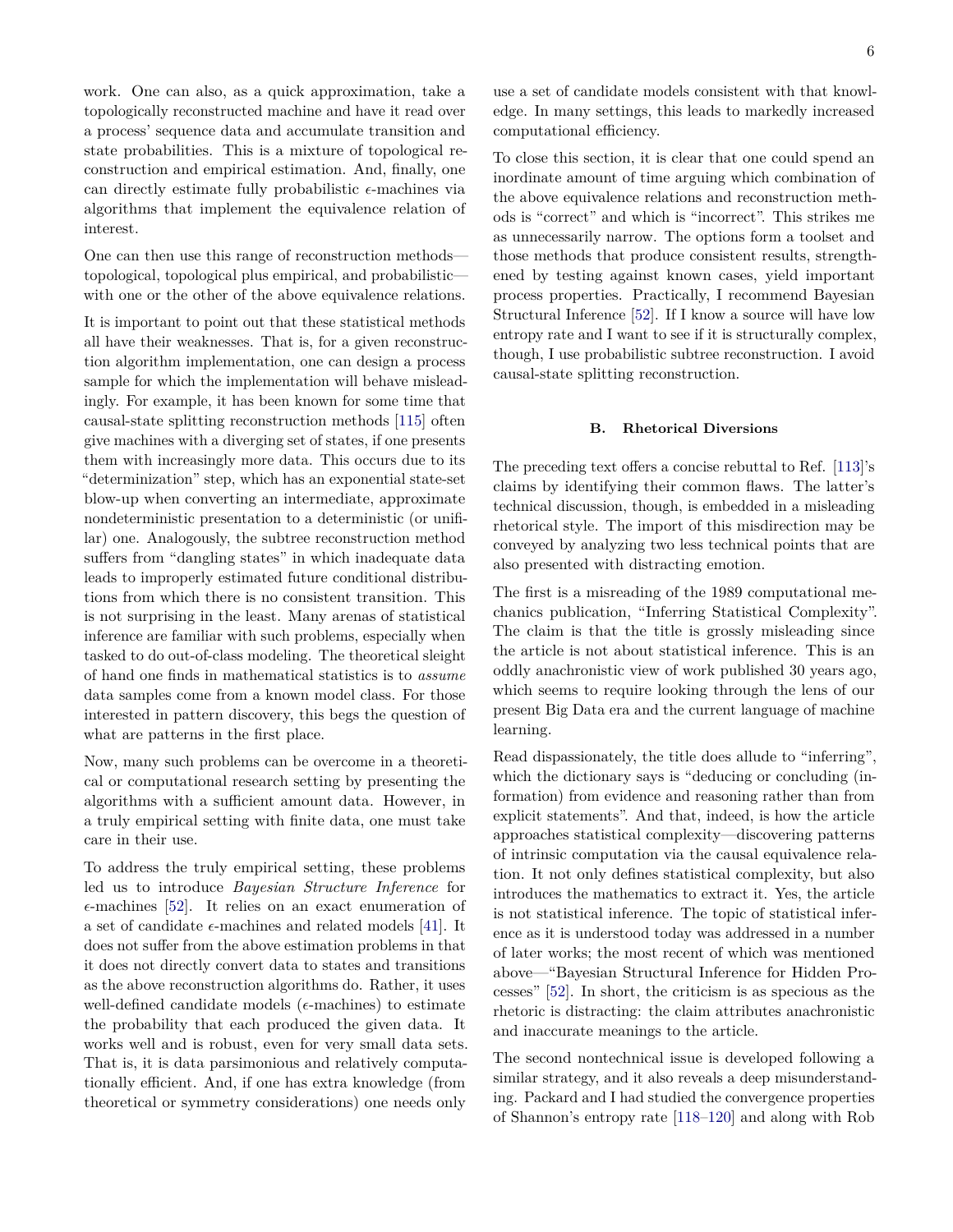work. One can also, as a quick approximation, take a topologically reconstructed machine and have it read over a process' sequence data and accumulate transition and state probabilities. This is a mixture of topological reconstruction and empirical estimation. And, finally, one can directly estimate fully probabilistic $\epsilon$-machines via algorithms that implement the equivalence relation of interest.

One can then use this range of reconstruction methods—topological, topological plus empirical, and probabilistic—with one or the other of the above equivalence relations.

It is important to point out that these statistical methods all have their weaknesses. That is, for a given reconstruction algorithm implementation, one can design a process sample for which the implementation will behave misleadingly. For example, it has been known for some time that causal-state splitting reconstruction methods [115] often give machines with a diverging set of states, if one presents them with increasingly more data. This occurs due to its "determinization" step, which has an exponential state-set blow-up when converting an intermediate, approximate nondeterministic presentation to a deterministic (or unifilar) one. Analogously, the subtree reconstruction method suffers from "dangling states" in which inadequate data leads to improperly estimated future conditional distributions from which there is no consistent transition. This is not surprising in the least. Many arenas of statistical inference are familiar with such problems, especially when tasked to do out-of-class modeling. The theoretical sleight of hand one finds in mathematical statistics is to *assume* data samples come from a known model class. For those interested in pattern discovery, this begs the question of what are patterns in the first place.

Now, many such problems can be overcome in a theoretical or computational research setting by presenting the algorithms with a sufficient amount data. However, in a truly empirical setting with finite data, one must take care in their use.

To address the truly empirical setting, these problems led us to introduce *Bayesian Structure Inference* for $\epsilon$-machines [52]. It relies on an exact enumeration of a set of candidate $\epsilon$-machines and related models [41]. It does not suffer from the above estimation problems in that it does not directly convert data to states and transitions as the above reconstruction algorithms do. Rather, it uses well-defined candidate models ($\epsilon$-machines) to estimate the probability that each produced the given data. It works well and is robust, even for very small data sets. That is, it is data parsimonious and relatively computationally efficient. And, if one has extra knowledge (from theoretical or symmetry considerations) one needs only use a set of candidate models consistent with that knowledge. In many settings, this leads to markedly increased computational efficiency.

To close this section, it is clear that one could spend an inordinate amount of time arguing which combination of the above equivalence relations and reconstruction methods is "correct" and which is "incorrect". This strikes me as unnecessarily narrow. The options form a toolset and those methods that produce consistent results, strengthened by testing against known cases, yield important process properties. Practically, I recommend Bayesian Structural Inference [52]. If I know a source will have low entropy rate and I want to see if it is structurally complex, though, I use probabilistic subtree reconstruction. I avoid causal-state splitting reconstruction.

### B. Rhetorical Diversions

The preceding text offers a concise rebuttal to Ref. [113]'s claims by identifying their common flaws. The latter's technical discussion, though, is embedded in a misleading rhetorical style. The import of this misdirection may be conveyed by analyzing two less technical points that are also presented with distracting emotion.

The first is a misreading of the 1989 computational mechanics publication, "Inferring Statistical Complexity". The claim is that the title is grossly misleading since the article is not about statistical inference. This is an oddly anachronistic view of work published 30 years ago, which seems to require looking through the lens of our present Big Data era and the current language of machine learning.

Read dispassionately, the title does allude to "inferring", which the dictionary says is "deducing or concluding (information) from evidence and reasoning rather than from explicit statements". And that, indeed, is how the article approaches statistical complexity—discovering patterns of intrinsic computation via the causal equivalence relation. It not only defines statistical complexity, but also introduces the mathematics to extract it. Yes, the article is not statistical inference. The topic of statistical inference as it is understood today was addressed in a number of later works; the most recent of which was mentioned above—"Bayesian Structural Inference for Hidden Processes" [52]. In short, the criticism is as specious as the rhetoric is distracting: the claim attributes anachronistic and inaccurate meanings to the article.

The second nontechnical issue is developed following a similar strategy, and it also reveals a deep misunderstanding. Packard and I had studied the convergence properties of Shannon's entropy rate [118–120] and along with Rob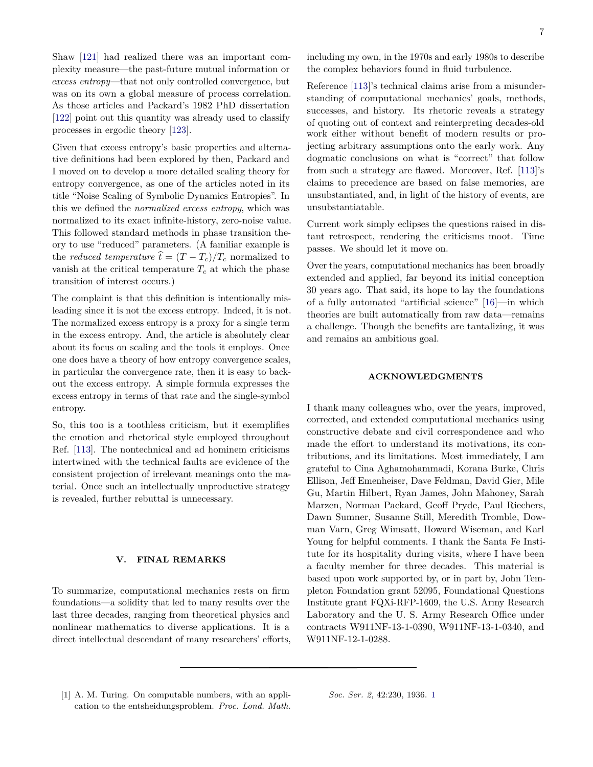Shaw [121] had realized there was an important complexity measure—the past-future mutual information or *excess entropy*—that not only controlled convergence, but was on its own a global measure of process correlation. As those articles and Packard's 1982 PhD dissertation [122] point out this quantity was already used to classify processes in ergodic theory [123].

Given that excess entropy's basic properties and alternative definitions had been explored by then, Packard and I moved on to develop a more detailed scaling theory for entropy convergence, as one of the articles noted in its title "Noise Scaling of Symbolic Dynamics Entropies". In this we defined the *normalized excess entropy*, which was normalized to its exact infinite-history, zero-noise value. This followed standard methods in phase transition theory to use "reduced" parameters. (A familiar example is the *reduced temperature* $\widehat{t} = (T - T_c)/T_c$ normalized to vanish at the critical temperature $T_c$ at which the phase transition of interest occurs.)

The complaint is that this definition is intentionally misleading since it is not the excess entropy. Indeed, it is not. The normalized excess entropy is a proxy for a single term in the excess entropy. And, the article is absolutely clear about its focus on scaling and the tools it employs. Once one does have a theory of how entropy convergence scales, in particular the convergence rate, then it is easy to back-out the excess entropy. A simple formula expresses the excess entropy in terms of that rate and the single-symbol entropy.

So, this too is a toothless criticism, but it exemplifies the emotion and rhetorical style employed throughout Ref. [113]. The nontechnical and ad hominem criticisms intertwined with the technical faults are evidence of the consistent projection of irrelevant meanings onto the material. Once such an intellectually unproductive strategy is revealed, further rebuttal is unnecessary.

## V. FINAL REMARKS

To summarize, computational mechanics rests on firm foundations—a solidity that led to many results over the last three decades, ranging from theoretical physics and nonlinear mathematics to diverse applications. It is a direct intellectual descendant of many researchers' efforts, including my own, in the 1970s and early 1980s to describe the complex behaviors found in fluid turbulence.

Reference [113]'s technical claims arise from a misunderstanding of computational mechanics' goals, methods, successes, and history. Its rhetoric reveals a strategy of quoting out of context and reinterpreting decades-old work either without benefit of modern results or projecting arbitrary assumptions onto the early work. Any dogmatic conclusions on what is "correct" that follow from such a strategy are flawed. Moreover, Ref. [113]'s claims to precedence are based on false memories, are unsubstantiated, and, in light of the history of events, are unsubstantiatable.

Current work simply eclipses the questions raised in distant retrospect, rendering the criticisms moot. Time passes. We should let it move on.

Over the years, computational mechanics has been broadly extended and applied, far beyond its initial conception 30 years ago. That said, its hope to lay the foundations of a fully automated "artificial science" [16]—in which theories are built automatically from raw data—remains a challenge. Though the benefits are tantalizing, it was and remains an ambitious goal.

## ACKNOWLEDGMENTS

I thank many colleagues who, over the years, improved, corrected, and extended computational mechanics using constructive debate and civil correspondence and who made the effort to understand its motivations, its contributions, and its limitations. Most immediately, I am grateful to Cina Aghamohammadi, Korana Burke, Chris Ellison, Jeff Emenheiser, Dave Feldman, David Gier, Mile Gu, Martin Hilbert, Ryan James, John Mahoney, Sarah Marzen, Norman Packard, Geoff Pryde, Paul Riechers, Dawn Sumner, Susanne Still, Meredith Tromble, Dowman Varn, Greg Wimsatt, Howard Wiseman, and Karl Young for helpful comments. I thank the Santa Fe Institute for its hospitality during visits, where I have been a faculty member for three decades. This material is based upon work supported by, or in part by, John Templeton Foundation grant 52095, Foundational Questions Institute grant FQXi-RFP-1609, the U.S. Army Research Laboratory and the U. S. Army Research Office under contracts W911NF-13-1-0390, W911NF-13-1-0340, and W911NF-12-1-0288.

---

[1] A. M. Turing. On computable numbers, with an application to the entsheidungsproblem. *Proc. Lond. Math. Soc. Ser. 2*, 42:230, 1936. 1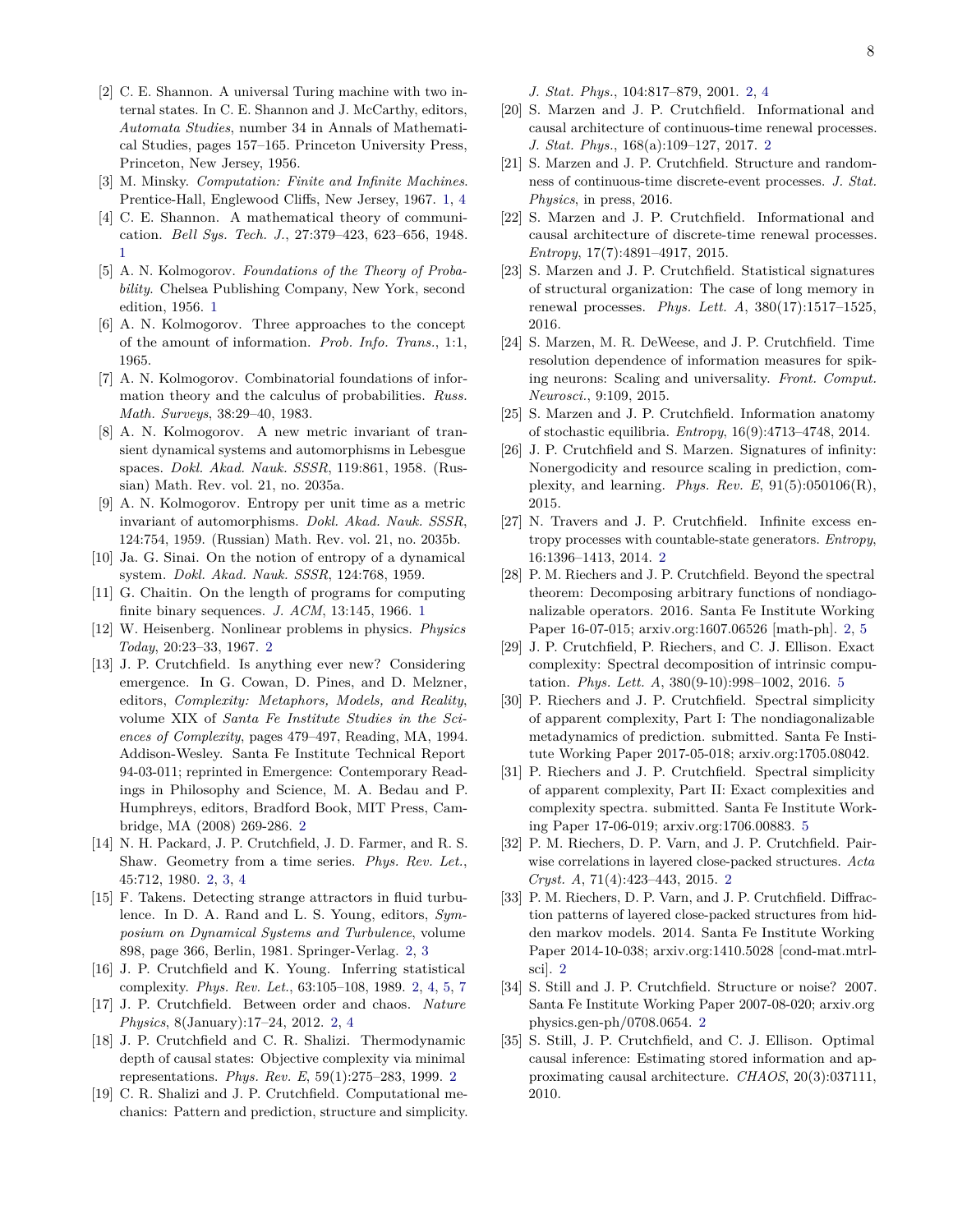[2] C. E. Shannon. A universal Turing machine with two internal states. In C. E. Shannon and J. McCarthy, editors, *Automata Studies*, number 34 in Annals of Mathematical Studies, pages 157–165. Princeton University Press, Princeton, New Jersey, 1956.

[3] M. Minsky. *Computation: Finite and Infinite Machines*. Prentice-Hall, Englewood Cliffs, New Jersey, 1967. 1, 4

[4] C. E. Shannon. A mathematical theory of communication. *Bell Sys. Tech. J.*, 27:379–423, 623–656, 1948. 1

[5] A. N. Kolmogorov. *Foundations of the Theory of Probability*. Chelsea Publishing Company, New York, second edition, 1956. 1

[6] A. N. Kolmogorov. Three approaches to the concept of the amount of information. *Prob. Info. Trans.*, 1:1, 1965.

[7] A. N. Kolmogorov. Combinatorial foundations of information theory and the calculus of probabilities. *Russ. Math. Surveys*, 38:29–40, 1983.

[8] A. N. Kolmogorov. A new metric invariant of transient dynamical systems and automorphisms in Lebesgue spaces. *Dokl. Akad. Nauk. SSSR*, 119:861, 1958. (Russian) Math. Rev. vol. 21, no. 2035a.

[9] A. N. Kolmogorov. Entropy per unit time as a metric invariant of automorphisms. *Dokl. Akad. Nauk. SSSR*, 124:754, 1959. (Russian) Math. Rev. vol. 21, no. 2035b.

[10] Ja. G. Sinai. On the notion of entropy of a dynamical system. *Dokl. Akad. Nauk. SSSR*, 124:768, 1959.

[11] G. Chaitin. On the length of programs for computing finite binary sequences. *J. ACM*, 13:145, 1966. 1

[12] W. Heisenberg. Nonlinear problems in physics. *Physics Today*, 20:23–33, 1967. 2

[13] J. P. Crutchfield. Is anything ever new? Considering emergence. In G. Cowan, D. Pines, and D. Melzner, editors, *Complexity: Metaphors, Models, and Reality*, volume XIX of *Santa Fe Institute Studies in the Sciences of Complexity*, pages 479–497, Reading, MA, 1994. Addison-Wesley. Santa Fe Institute Technical Report 94-03-011; reprinted in Emergence: Contemporary Readings in Philosophy and Science, M. A. Bedau and P. Humphreys, editors, Bradford Book, MIT Press, Cambridge, MA (2008) 269-286. 2

[14] N. H. Packard, J. P. Crutchfield, J. D. Farmer, and R. S. Shaw. Geometry from a time series. *Phys. Rev. Let.*, 45:712, 1980. 2, 3, 4

[15] F. Takens. Detecting strange attractors in fluid turbulence. In D. A. Rand and L. S. Young, editors, *Symposium on Dynamical Systems and Turbulence*, volume 898, page 366, Berlin, 1981. Springer-Verlag. 2, 3

[16] J. P. Crutchfield and K. Young. Inferring statistical complexity. *Phys. Rev. Let.*, 63:105–108, 1989. 2, 4, 5, 7

[17] J. P. Crutchfield. Between order and chaos. *Nature Physics*, 8(January):17–24, 2012. 2, 4

[18] J. P. Crutchfield and C. R. Shalizi. Thermodynamic depth of causal states: Objective complexity via minimal representations. *Phys. Rev. E*, 59(1):275–283, 1999. 2

[19] C. R. Shalizi and J. P. Crutchfield. Computational mechanics: Pattern and prediction, structure and simplicity. *J. Stat. Phys.*, 104:817–879, 2001. 2, 4

[20] S. Marzen and J. P. Crutchfield. Informational and causal architecture of continuous-time renewal processes. *J. Stat. Phys.*, 168(a):109–127, 2017. 2

[21] S. Marzen and J. P. Crutchfield. Structure and randomness of continuous-time discrete-event processes. *J. Stat. Physics*, in press, 2016.

[22] S. Marzen and J. P. Crutchfield. Informational and causal architecture of discrete-time renewal processes. *Entropy*, 17(7):4891–4917, 2015.

[23] S. Marzen and J. P. Crutchfield. Statistical signatures of structural organization: The case of long memory in renewal processes. *Phys. Lett. A*, 380(17):1517–1525, 2016.

[24] S. Marzen, M. R. DeWeese, and J. P. Crutchfield. Time resolution dependence of information measures for spiking neurons: Scaling and universality. *Front. Comput. Neurosci.*, 9:109, 2015.

[25] S. Marzen and J. P. Crutchfield. Information anatomy of stochastic equilibria. *Entropy*, 16(9):4713–4748, 2014.

[26] J. P. Crutchfield and S. Marzen. Signatures of infinity: Nonergodicity and resource scaling in prediction, complexity, and learning. *Phys. Rev. E*, 91(5):050106(R), 2015.

[27] N. Travers and J. P. Crutchfield. Infinite excess entropy processes with countable-state generators. *Entropy*, 16:1396–1413, 2014. 2

[28] P. M. Riechers and J. P. Crutchfield. Beyond the spectral theorem: Decomposing arbitrary functions of nondiagonalizable operators. 2016. Santa Fe Institute Working Paper 16-07-015; arxiv.org:1607.06526 [math-ph]. 2, 5

[29] J. P. Crutchfield, P. Riechers, and C. J. Ellison. Exact complexity: Spectral decomposition of intrinsic computation. *Phys. Lett. A*, 380(9-10):998–1002, 2016. 5

[30] P. Riechers and J. P. Crutchfield. Spectral simplicity of apparent complexity, Part I: The nondiagonalizable metadynamics of prediction. submitted. Santa Fe Institute Working Paper 2017-05-018; arxiv.org:1705.08042.

[31] P. Riechers and J. P. Crutchfield. Spectral simplicity of apparent complexity, Part II: Exact complexities and complexity spectra. submitted. Santa Fe Institute Working Paper 17-06-019; arxiv.org:1706.00883. 5

[32] P. M. Riechers, D. P. Varn, and J. P. Crutchfield. Pairwise correlations in layered close-packed structures. *Acta Cryst. A*, 71(4):423–443, 2015. 2

[33] P. M. Riechers, D. P. Varn, and J. P. Crutchfield. Diffraction patterns of layered close-packed structures from hidden markov models. 2014. Santa Fe Institute Working Paper 2014-10-038; arxiv.org:1410.5028 [cond-mat.mtrl-sci]. 2

[34] S. Still and J. P. Crutchfield. Structure or noise? 2007. Santa Fe Institute Working Paper 2007-08-020; arxiv.org physics.gen-ph/0708.0654. 2

[35] S. Still, J. P. Crutchfield, and C. J. Ellison. Optimal causal inference: Estimating stored information and approximating causal architecture. *CHAOS*, 20(3):037111, 2010.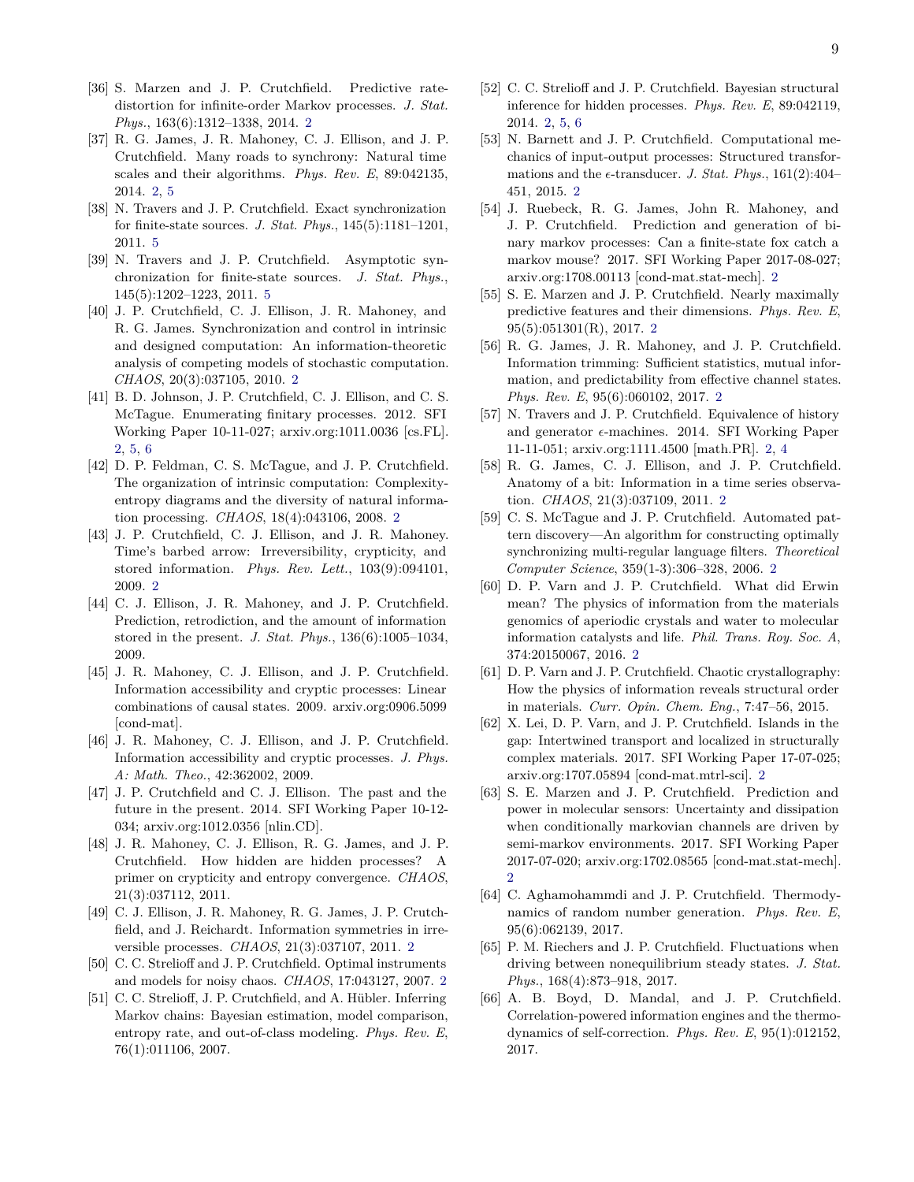[36] S. Marzen and J. P. Crutchfield. Predictive rate-distortion for infinite-order Markov processes. *J. Stat. Phys.*, 163(6):1312–1338, 2014. 2

[37] R. G. James, J. R. Mahoney, C. J. Ellison, and J. P. Crutchfield. Many roads to synchrony: Natural time scales and their algorithms. *Phys. Rev. E*, 89:042135, 2014. 2, 5

[38] N. Travers and J. P. Crutchfield. Exact synchronization for finite-state sources. *J. Stat. Phys.*, 145(5):1181–1201, 2011. 5

[39] N. Travers and J. P. Crutchfield. Asymptotic synchronization for finite-state sources. *J. Stat. Phys.*, 145(5):1202–1223, 2011. 5

[40] J. P. Crutchfield, C. J. Ellison, J. R. Mahoney, and R. G. James. Synchronization and control in intrinsic and designed computation: An information-theoretic analysis of competing models of stochastic computation. *CHAOS*, 20(3):037105, 2010. 2

[41] B. D. Johnson, J. P. Crutchfield, C. J. Ellison, and C. S. McTague. Enumerating finitary processes. 2012. SFI Working Paper 10-11-027; arxiv.org:1011.0036 [cs.FL]. 2, 5, 6

[42] D. P. Feldman, C. S. McTague, and J. P. Crutchfield. The organization of intrinsic computation: Complexity-entropy diagrams and the diversity of natural information processing. *CHAOS*, 18(4):043106, 2008. 2

[43] J. P. Crutchfield, C. J. Ellison, and J. R. Mahoney. Time's barbed arrow: Irreversibility, crypticity, and stored information. *Phys. Rev. Lett.*, 103(9):094101, 2009. 2

[44] C. J. Ellison, J. R. Mahoney, and J. P. Crutchfield. Prediction, retrodiction, and the amount of information stored in the present. *J. Stat. Phys.*, 136(6):1005–1034, 2009.

[45] J. R. Mahoney, C. J. Ellison, and J. P. Crutchfield. Information accessibility and cryptic processes: Linear combinations of causal states. 2009. arxiv.org:0906.5099 [cond-mat].

[46] J. R. Mahoney, C. J. Ellison, and J. P. Crutchfield. Information accessibility and cryptic processes. *J. Phys. A: Math. Theo.*, 42:362002, 2009.

[47] J. P. Crutchfield and C. J. Ellison. The past and the future in the present. 2014. SFI Working Paper 10-12-034; arxiv.org:1012.0356 [nlin.CD].

[48] J. R. Mahoney, C. J. Ellison, R. G. James, and J. P. Crutchfield. How hidden are hidden processes? A primer on crypticity and entropy convergence. *CHAOS*, 21(3):037112, 2011.

[49] C. J. Ellison, J. R. Mahoney, R. G. James, J. P. Crutchfield, and J. Reichardt. Information symmetries in irreversible processes. *CHAOS*, 21(3):037107, 2011. 2

[50] C. C. Strelioff and J. P. Crutchfield. Optimal instruments and models for noisy chaos. *CHAOS*, 17:043127, 2007. 2

[51] C. C. Strelioff, J. P. Crutchfield, and A. Hübler. Inferring Markov chains: Bayesian estimation, model comparison, entropy rate, and out-of-class modeling. *Phys. Rev. E*, 76(1):011106, 2007.

[52] C. C. Strelioff and J. P. Crutchfield. Bayesian structural inference for hidden processes. *Phys. Rev. E*, 89:042119, 2014. 2, 5, 6

[53] N. Barnett and J. P. Crutchfield. Computational mechanics of input-output processes: Structured transformations and the $\epsilon$-transducer. *J. Stat. Phys.*, 161(2):404–451, 2015. 2

[54] J. Ruebeck, R. G. James, John R. Mahoney, and J. P. Crutchfield. Prediction and generation of binary markov processes: Can a finite-state fox catch a markov mouse? 2017. SFI Working Paper 2017-08-027; arxiv.org:1708.00113 [cond-mat.stat-mech]. 2

[55] S. E. Marzen and J. P. Crutchfield. Nearly maximally predictive features and their dimensions. *Phys. Rev. E*, 95(5):051301(R), 2017. 2

[56] R. G. James, J. R. Mahoney, and J. P. Crutchfield. Information trimming: Sufficient statistics, mutual information, and predictability from effective channel states. *Phys. Rev. E*, 95(6):060102, 2017. 2

[57] N. Travers and J. P. Crutchfield. Equivalence of history and generator $\epsilon$-machines. 2014. SFI Working Paper 11-11-051; arxiv.org:1111.4500 [math.PR]. 2, 4

[58] R. G. James, C. J. Ellison, and J. P. Crutchfield. Anatomy of a bit: Information in a time series observation. *CHAOS*, 21(3):037109, 2011. 2

[59] C. S. McTague and J. P. Crutchfield. Automated pattern discovery—An algorithm for constructing optimally synchronizing multi-regular language filters. *Theoretical Computer Science*, 359(1-3):306–328, 2006. 2

[60] D. P. Varn and J. P. Crutchfield. What did Erwin mean? The physics of information from the materials genomics of aperiodic crystals and water to molecular information catalysts and life. *Phil. Trans. Roy. Soc. A*, 374:20150067, 2016. 2

[61] D. P. Varn and J. P. Crutchfield. Chaotic crystallography: How the physics of information reveals structural order in materials. *Curr. Opin. Chem. Eng.*, 7:47–56, 2015.

[62] X. Lei, D. P. Varn, and J. P. Crutchfield. Islands in the gap: Intertwined transport and localized in structurally complex materials. 2017. SFI Working Paper 17-07-025; arxiv.org:1707.05894 [cond-mat.mtrl-sci]. 2

[63] S. E. Marzen and J. P. Crutchfield. Prediction and power in molecular sensors: Uncertainty and dissipation when conditionally markovian channels are driven by semi-markov environments. 2017. SFI Working Paper 2017-07-020; arxiv.org:1702.08565 [cond-mat.stat-mech]. 2

[64] C. Aghamohammdi and J. P. Crutchfield. Thermodynamics of random number generation. *Phys. Rev. E*, 95(6):062139, 2017.

[65] P. M. Riechers and J. P. Crutchfield. Fluctuations when driving between nonequilibrium steady states. *J. Stat. Phys.*, 168(4):873–918, 2017.

[66] A. B. Boyd, D. Mandal, and J. P. Crutchfield. Correlation-powered information engines and the thermodynamics of self-correction. *Phys. Rev. E*, 95(1):012152, 2017.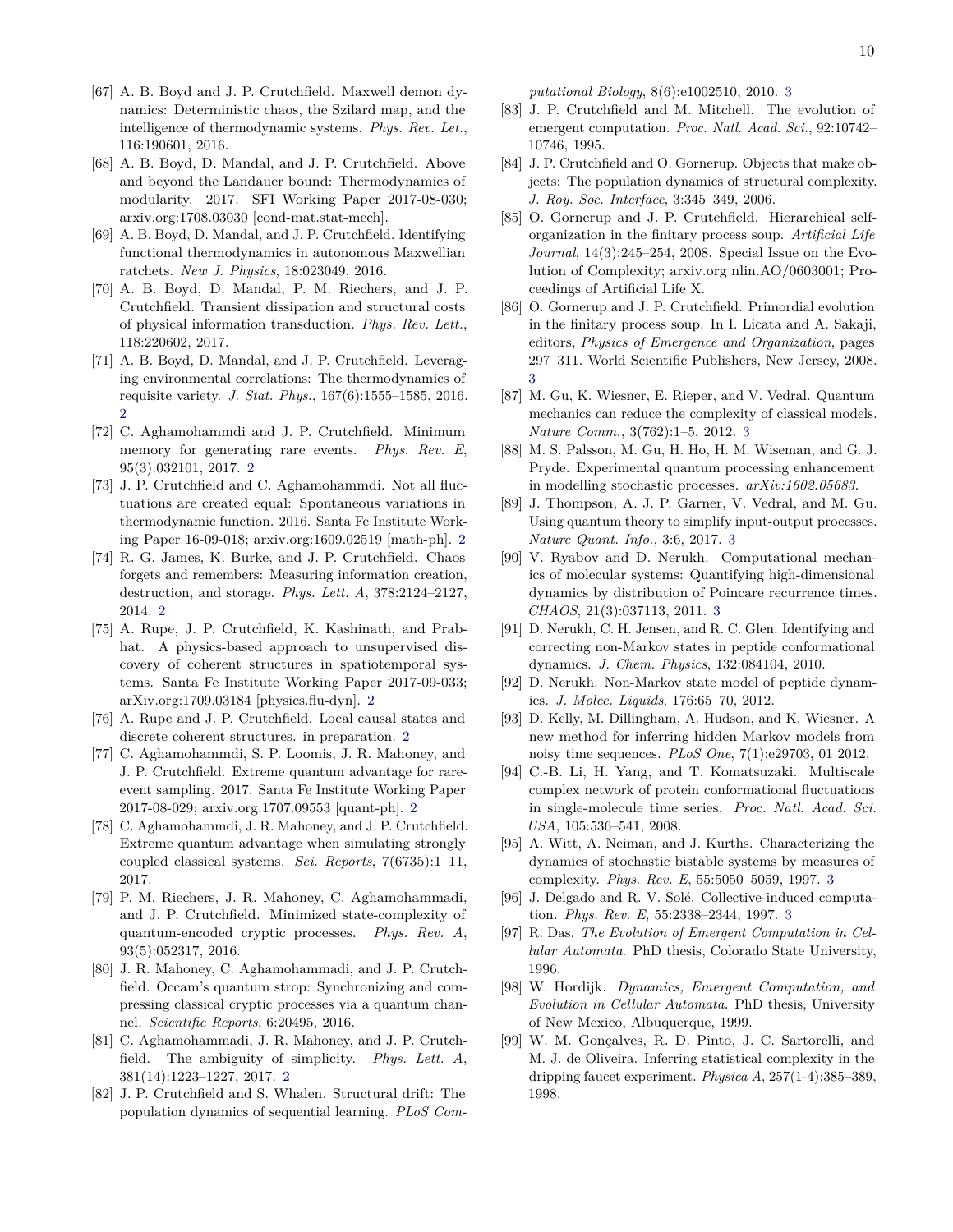[67] A. B. Boyd and J. P. Crutchfield. Maxwell demon dynamics: Deterministic chaos, the Szilard map, and the intelligence of thermodynamic systems. *Phys. Rev. Let.*, 116:190601, 2016.

[68] A. B. Boyd, D. Mandal, and J. P. Crutchfield. Above and beyond the Landauer bound: Thermodynamics of modularity. 2017. SFI Working Paper 2017-08-030; arxiv.org:1708.03030 [cond-mat.stat-mech].

[69] A. B. Boyd, D. Mandal, and J. P. Crutchfield. Identifying functional thermodynamics in autonomous Maxwellian ratchets. *New J. Physics*, 18:023049, 2016.

[70] A. B. Boyd, D. Mandal, P. M. Riechers, and J. P. Crutchfield. Transient dissipation and structural costs of physical information transduction. *Phys. Rev. Lett.*, 118:220602, 2017.

[71] A. B. Boyd, D. Mandal, and J. P. Crutchfield. Leveraging environmental correlations: The thermodynamics of requisite variety. *J. Stat. Phys.*, 167(6):1555–1585, 2016. 2

[72] C. Aghamohammdi and J. P. Crutchfield. Minimum memory for generating rare events. *Phys. Rev. E*, 95(3):032101, 2017. 2

[73] J. P. Crutchfield and C. Aghamohammdi. Not all fluctuations are created equal: Spontaneous variations in thermodynamic function. 2016. Santa Fe Institute Working Paper 16-09-018; arxiv.org:1609.02519 [math-ph]. 2

[74] R. G. James, K. Burke, and J. P. Crutchfield. Chaos forgets and remembers: Measuring information creation, destruction, and storage. *Phys. Lett. A*, 378:2124–2127, 2014. 2

[75] A. Rupe, J. P. Crutchfield, K. Kashinath, and Prabhat. A physics-based approach to unsupervised discovery of coherent structures in spatiotemporal systems. Santa Fe Institute Working Paper 2017-09-033; arXiv.org:1709.03184 [physics.flu-dyn]. 2

[76] A. Rupe and J. P. Crutchfield. Local causal states and discrete coherent structures. in preparation. 2

[77] C. Aghamohammdi, S. P. Loomis, J. R. Mahoney, and J. P. Crutchfield. Extreme quantum advantage for rare-event sampling. 2017. Santa Fe Institute Working Paper 2017-08-029; arxiv.org:1707.09553 [quant-ph]. 2

[78] C. Aghamohammdi, J. R. Mahoney, and J. P. Crutchfield. Extreme quantum advantage when simulating strongly coupled classical systems. *Sci. Reports*, 7(6735):1–11, 2017.

[79] P. M. Riechers, J. R. Mahoney, C. Aghamohammadi, and J. P. Crutchfield. Minimized state-complexity of quantum-encoded cryptic processes. *Phys. Rev. A*, 93(5):052317, 2016.

[80] J. R. Mahoney, C. Aghamohammadi, and J. P. Crutchfield. Occam's quantum strop: Synchronizing and compressing classical cryptic processes via a quantum channel. *Scientific Reports*, 6:20495, 2016.

[81] C. Aghamohammadi, J. R. Mahoney, and J. P. Crutchfield. The ambiguity of simplicity. *Phys. Lett. A*, 381(14):1223–1227, 2017. 2

[82] J. P. Crutchfield and S. Whalen. Structural drift: The population dynamics of sequential learning. *PLoS Computational Biology*, 8(6):e1002510, 2010. 3

[83] J. P. Crutchfield and M. Mitchell. The evolution of emergent computation. *Proc. Natl. Acad. Sci.*, 92:10742–10746, 1995.

[84] J. P. Crutchfield and O. Gornerup. Objects that make objects: The population dynamics of structural complexity. *J. Roy. Soc. Interface*, 3:345–349, 2006.

[85] O. Gornerup and J. P. Crutchfield. Hierarchical self-organization in the finitary process soup. *Artificial Life Journal*, 14(3):245–254, 2008. Special Issue on the Evolution of Complexity; arxiv.org nlin.AO/0603001; Proceedings of Artificial Life X.

[86] O. Gornerup and J. P. Crutchfield. Primordial evolution in the finitary process soup. In I. Licata and A. Sakaji, editors, *Physics of Emergence and Organization*, pages 297–311. World Scientific Publishers, New Jersey, 2008. 3

[87] M. Gu, K. Wiesner, E. Rieper, and V. Vedral. Quantum mechanics can reduce the complexity of classical models. *Nature Comm.*, 3(762):1–5, 2012. 3

[88] M. S. Palsson, M. Gu, H. Ho, H. M. Wiseman, and G. J. Pryde. Experimental quantum processing enhancement in modelling stochastic processes. *arXiv:1602.05683*.

[89] J. Thompson, A. J. P. Garner, V. Vedral, and M. Gu. Using quantum theory to simplify input-output processes. *Nature Quant. Info.*, 3:6, 2017. 3

[90] V. Ryabov and D. Nerukh. Computational mechanics of molecular systems: Quantifying high-dimensional dynamics by distribution of Poincare recurrence times. *CHAOS*, 21(3):037113, 2011. 3

[91] D. Nerukh, C. H. Jensen, and R. C. Glen. Identifying and correcting non-Markov states in peptide conformational dynamics. *J. Chem. Physics*, 132:084104, 2010.

[92] D. Nerukh. Non-Markov state model of peptide dynamics. *J. Molec. Liquids*, 176:65–70, 2012.

[93] D. Kelly, M. Dillingham, A. Hudson, and K. Wiesner. A new method for inferring hidden Markov models from noisy time sequences. *PLoS One*, 7(1):e29703, 01 2012.

[94] C.-B. Li, H. Yang, and T. Komatsuzaki. Multiscale complex network of protein conformational fluctuations in single-molecule time series. *Proc. Natl. Acad. Sci. USA*, 105:536–541, 2008.

[95] A. Witt, A. Neiman, and J. Kurths. Characterizing the dynamics of stochastic bistable systems by measures of complexity. *Phys. Rev. E*, 55:5050–5059, 1997. 3

[96] J. Delgado and R. V. Solé. Collective-induced computation. *Phys. Rev. E*, 55:2338–2344, 1997. 3

[97] R. Das. *The Evolution of Emergent Computation in Cellular Automata*. PhD thesis, Colorado State University, 1996.

[98] W. Hordijk. *Dynamics, Emergent Computation, and Evolution in Cellular Automata*. PhD thesis, University of New Mexico, Albuquerque, 1999.

[99] W. M. Gonçalves, R. D. Pinto, J. C. Sartorelli, and M. J. de Oliveira. Inferring statistical complexity in the dripping faucet experiment. *Physica A*, 257(1-4):385–389, 1998.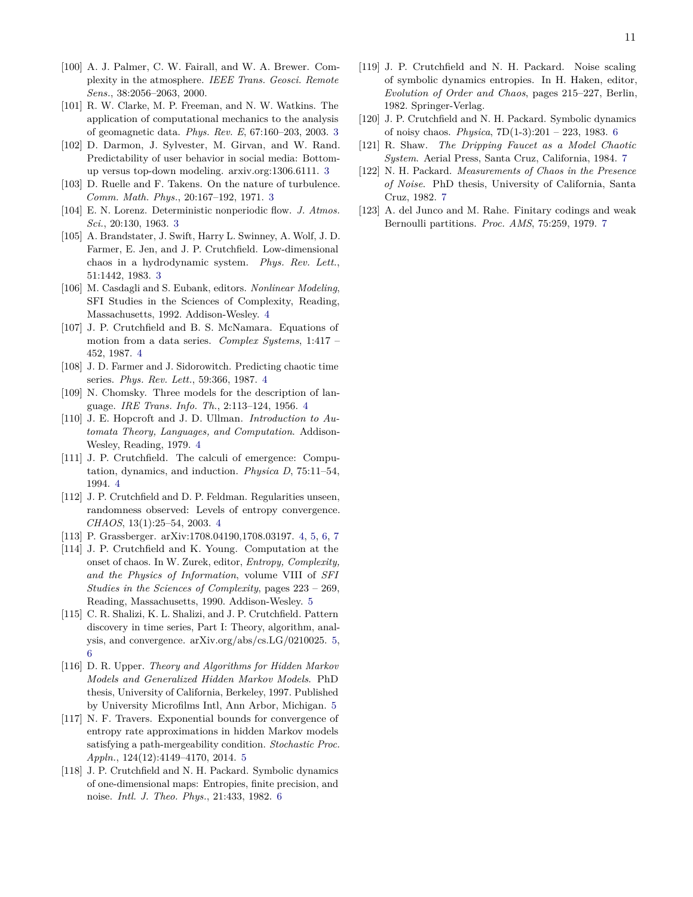[100] A. J. Palmer, C. W. Fairall, and W. A. Brewer. Complexity in the atmosphere. *IEEE Trans. Geosci. Remote Sens.*, 38:2056–2063, 2000.

[101] R. W. Clarke, M. P. Freeman, and N. W. Watkins. The application of computational mechanics to the analysis of geomagnetic data. *Phys. Rev. E*, 67:160–203, 2003. 3

[102] D. Darmon, J. Sylvester, M. Girvan, and W. Rand. Predictability of user behavior in social media: Bottom-up versus top-down modeling. arxiv.org:1306.6111. 3

[103] D. Ruelle and F. Takens. On the nature of turbulence. *Comm. Math. Phys.*, 20:167–192, 1971. 3

[104] E. N. Lorenz. Deterministic nonperiodic flow. *J. Atmos. Sci.*, 20:130, 1963. 3

[105] A. Brandstater, J. Swift, Harry L. Swinney, A. Wolf, J. D. Farmer, E. Jen, and J. P. Crutchfield. Low-dimensional chaos in a hydrodynamic system. *Phys. Rev. Lett.*, 51:1442, 1983. 3

[106] M. Casdagli and S. Eubank, editors. *Nonlinear Modeling*, SFI Studies in the Sciences of Complexity, Reading, Massachusetts, 1992. Addison-Wesley. 4

[107] J. P. Crutchfield and B. S. McNamara. Equations of motion from a data series. *Complex Systems*, 1:417 – 452, 1987. 4

[108] J. D. Farmer and J. Sidorowitch. Predicting chaotic time series. *Phys. Rev. Lett.*, 59:366, 1987. 4

[109] N. Chomsky. Three models for the description of language. *IRE Trans. Info. Th.*, 2:113–124, 1956. 4

[110] J. E. Hopcroft and J. D. Ullman. *Introduction to Automata Theory, Languages, and Computation*. Addison-Wesley, Reading, 1979. 4

[111] J. P. Crutchfield. The calculi of emergence: Computation, dynamics, and induction. *Physica D*, 75:11–54, 1994. 4

[112] J. P. Crutchfield and D. P. Feldman. Regularities unseen, randomness observed: Levels of entropy convergence. *CHAOS*, 13(1):25–54, 2003. 4

[113] P. Grassberger. arXiv:1708.04190,1708.03197. 4, 5, 6, 7

[114] J. P. Crutchfield and K. Young. Computation at the onset of chaos. In W. Zurek, editor, *Entropy, Complexity, and the Physics of Information*, volume VIII of *SFI Studies in the Sciences of Complexity*, pages 223 – 269, Reading, Massachusetts, 1990. Addison-Wesley. 5

[115] C. R. Shalizi, K. L. Shalizi, and J. P. Crutchfield. Pattern discovery in time series, Part I: Theory, algorithm, analysis, and convergence. arXiv.org/abs/cs.LG/0210025. 5, 6

[116] D. R. Upper. *Theory and Algorithms for Hidden Markov Models and Generalized Hidden Markov Models*. PhD thesis, University of California, Berkeley, 1997. Published by University Microfilms Intl, Ann Arbor, Michigan. 5

[117] N. F. Travers. Exponential bounds for convergence of entropy rate approximations in hidden Markov models satisfying a path-mergeability condition. *Stochastic Proc. Appln.*, 124(12):4149–4170, 2014. 5

[118] J. P. Crutchfield and N. H. Packard. Symbolic dynamics of one-dimensional maps: Entropies, finite precision, and noise. *Intl. J. Theo. Phys.*, 21:433, 1982. 6

[119] J. P. Crutchfield and N. H. Packard. Noise scaling of symbolic dynamics entropies. In H. Haken, editor, *Evolution of Order and Chaos*, pages 215–227, Berlin, 1982. Springer-Verlag.

[120] J. P. Crutchfield and N. H. Packard. Symbolic dynamics of noisy chaos. *Physica*, 7D(1-3):201 – 223, 1983. 6

[121] R. Shaw. *The Dripping Faucet as a Model Chaotic System*. Aerial Press, Santa Cruz, California, 1984. 7

[122] N. H. Packard. *Measurements of Chaos in the Presence of Noise*. PhD thesis, University of California, Santa Cruz, 1982. 7

[123] A. del Junco and M. Rahe. Finitary codings and weak Bernoulli partitions. *Proc. AMS*, 75:259, 1979. 7